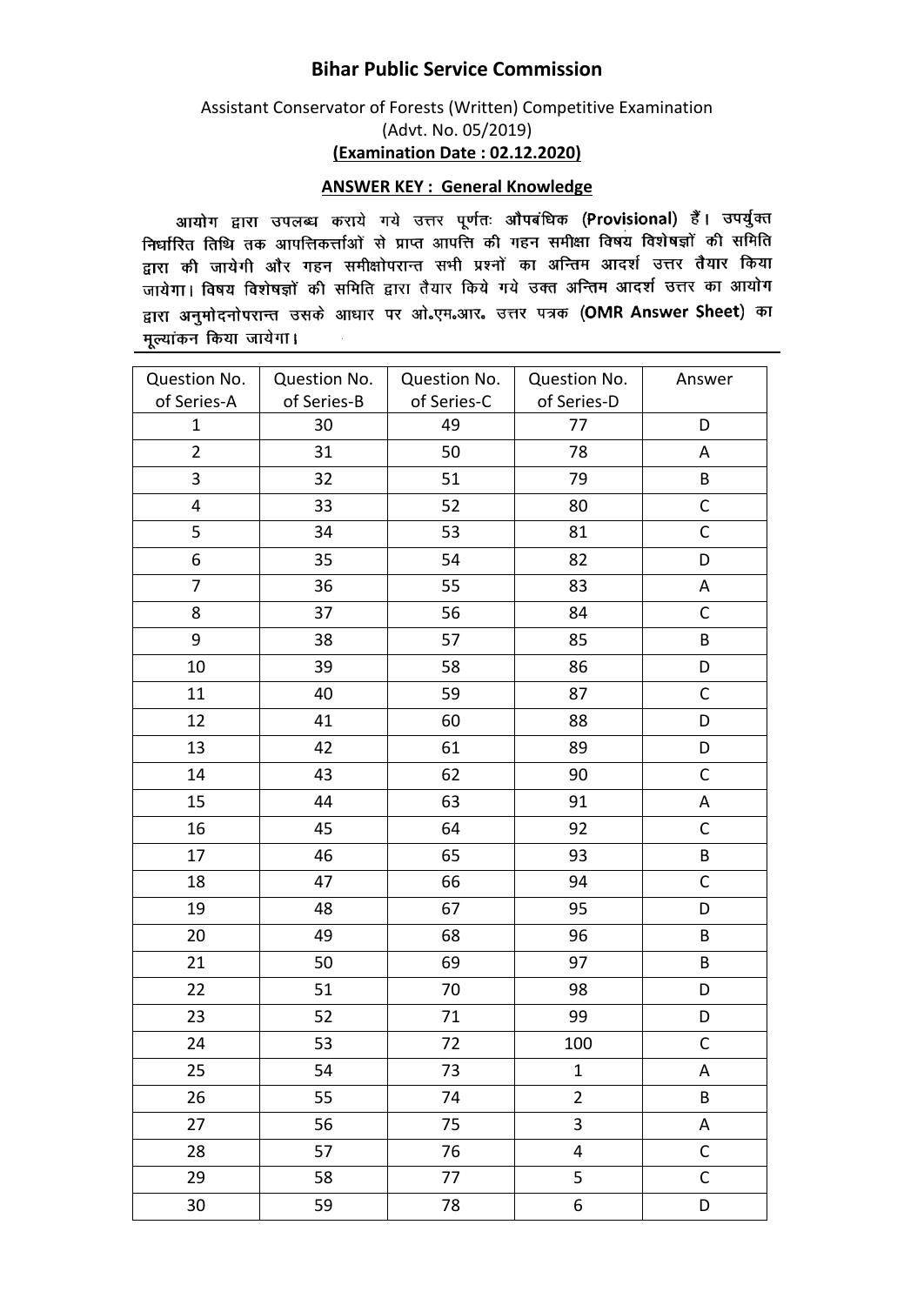# Bihar Public Service Commission

Assistant Conservator of Forests (Written) Competitive Examination

(Advt. No. 05/2019)

**(Examination Date : 02.12.2020)**

**ANSWER KEY : General Knowledge**

आयोग द्वारा उपलब्ध कराये गये उत्तर पूर्णतः **औपबंधिक (Provisional)** हैं। उपर्युक्त निर्धारित तिथि तक आपत्तिकर्त्ताओं से प्राप्त आपत्ति की गहन समीक्षा विषय विशेषज्ञों की समिति द्वारा की जायेगी और गहन समीक्षोपरान्त सभी प्रश्नों का अन्तिम आदर्श उत्तर तैयार किया जायेगा। विषय विशेषज्ञों की समिति द्वारा तैयार किये गये उक्त अन्तिम आदर्श उत्तर का आयोग द्वारा अनुमोदनोपरान्त उसके आधार पर ओ॰एम॰आर॰ उत्तर पत्रक (**OMR Answer Sheet**) का मूल्यांकन किया जायेगा।

| Question No. of Series-A | Question No. of Series-B | Question No. of Series-C | Question No. of Series-D | Answer |
|---|---|---|---|---|
| 1 | 30 | 49 | 77 | D |
| 2 | 31 | 50 | 78 | A |
| 3 | 32 | 51 | 79 | B |
| 4 | 33 | 52 | 80 | C |
| 5 | 34 | 53 | 81 | C |
| 6 | 35 | 54 | 82 | D |
| 7 | 36 | 55 | 83 | A |
| 8 | 37 | 56 | 84 | C |
| 9 | 38 | 57 | 85 | B |
| 10 | 39 | 58 | 86 | D |
| 11 | 40 | 59 | 87 | C |
| 12 | 41 | 60 | 88 | D |
| 13 | 42 | 61 | 89 | D |
| 14 | 43 | 62 | 90 | C |
| 15 | 44 | 63 | 91 | A |
| 16 | 45 | 64 | 92 | C |
| 17 | 46 | 65 | 93 | B |
| 18 | 47 | 66 | 94 | C |
| 19 | 48 | 67 | 95 | D |
| 20 | 49 | 68 | 96 | B |
| 21 | 50 | 69 | 97 | B |
| 22 | 51 | 70 | 98 | D |
| 23 | 52 | 71 | 99 | D |
| 24 | 53 | 72 | 100 | C |
| 25 | 54 | 73 | 1 | A |
| 26 | 55 | 74 | 2 | B |
| 27 | 56 | 75 | 3 | A |
| 28 | 57 | 76 | 4 | C |
| 29 | 58 | 77 | 5 | C |
| 30 | 59 | 78 | 6 | D |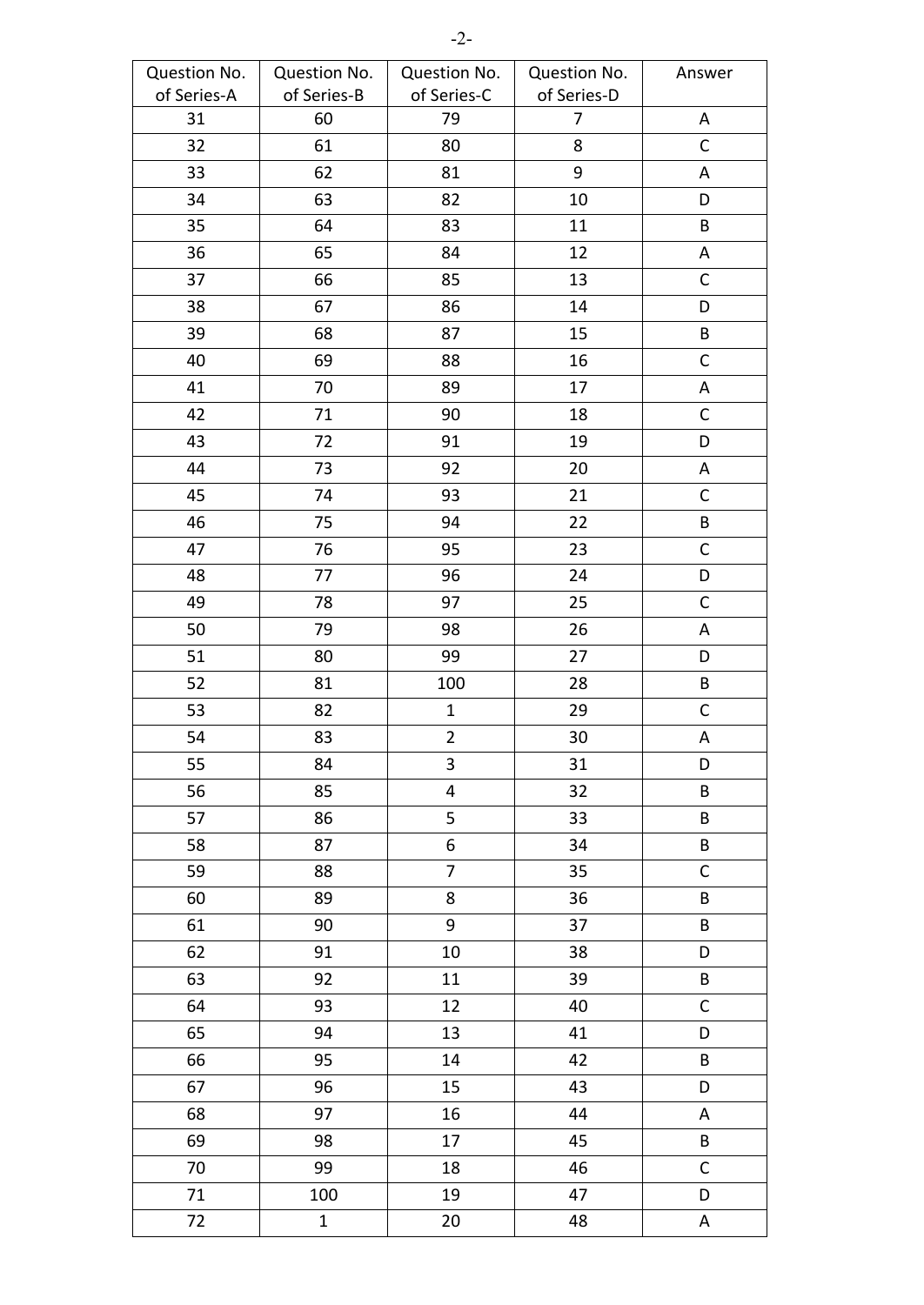| Question No. of Series-A | Question No. of Series-B | Question No. of Series-C | Question No. of Series-D | Answer |
|---|---|---|---|---|
| 31 | 60 | 79 | 7 | A |
| 32 | 61 | 80 | 8 | C |
| 33 | 62 | 81 | 9 | A |
| 34 | 63 | 82 | 10 | D |
| 35 | 64 | 83 | 11 | B |
| 36 | 65 | 84 | 12 | A |
| 37 | 66 | 85 | 13 | C |
| 38 | 67 | 86 | 14 | D |
| 39 | 68 | 87 | 15 | B |
| 40 | 69 | 88 | 16 | C |
| 41 | 70 | 89 | 17 | A |
| 42 | 71 | 90 | 18 | C |
| 43 | 72 | 91 | 19 | D |
| 44 | 73 | 92 | 20 | A |
| 45 | 74 | 93 | 21 | C |
| 46 | 75 | 94 | 22 | B |
| 47 | 76 | 95 | 23 | C |
| 48 | 77 | 96 | 24 | D |
| 49 | 78 | 97 | 25 | C |
| 50 | 79 | 98 | 26 | A |
| 51 | 80 | 99 | 27 | D |
| 52 | 81 | 100 | 28 | B |
| 53 | 82 | 1 | 29 | C |
| 54 | 83 | 2 | 30 | A |
| 55 | 84 | 3 | 31 | D |
| 56 | 85 | 4 | 32 | B |
| 57 | 86 | 5 | 33 | B |
| 58 | 87 | 6 | 34 | B |
| 59 | 88 | 7 | 35 | C |
| 60 | 89 | 8 | 36 | B |
| 61 | 90 | 9 | 37 | B |
| 62 | 91 | 10 | 38 | D |
| 63 | 92 | 11 | 39 | B |
| 64 | 93 | 12 | 40 | C |
| 65 | 94 | 13 | 41 | D |
| 66 | 95 | 14 | 42 | B |
| 67 | 96 | 15 | 43 | D |
| 68 | 97 | 16 | 44 | A |
| 69 | 98 | 17 | 45 | B |
| 70 | 99 | 18 | 46 | C |
| 71 | 100 | 19 | 47 | D |
| 72 | 1 | 20 | 48 | A |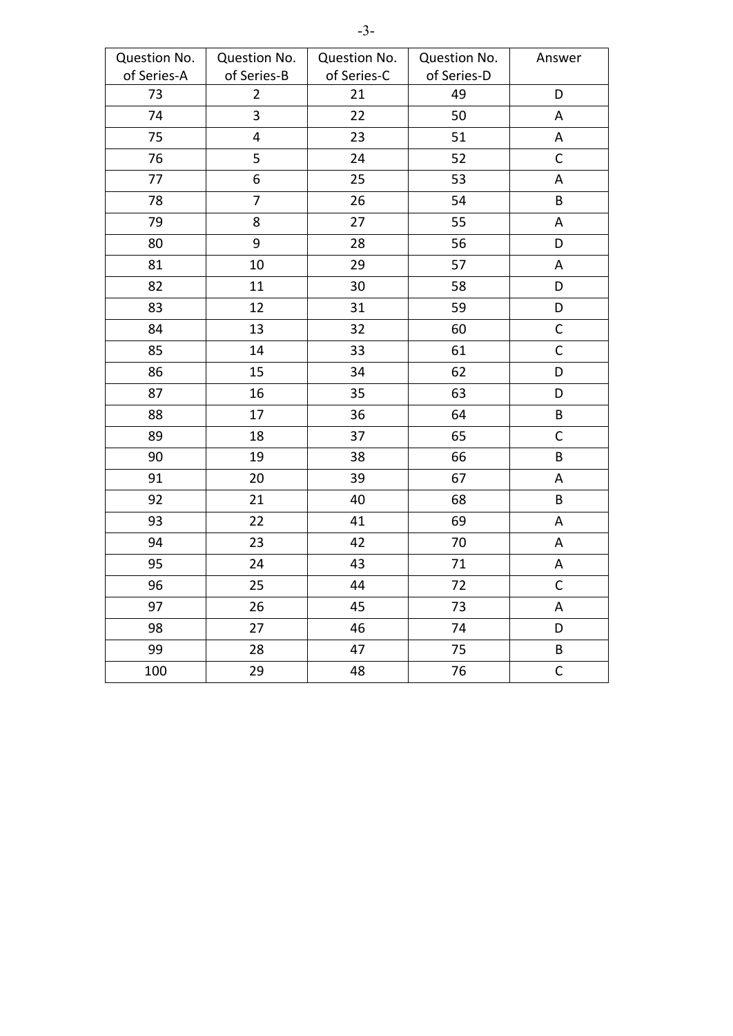| Question No. of Series-A | Question No. of Series-B | Question No. of Series-C | Question No. of Series-D | Answer |
|---|---|---|---|---|
| 73 | 2 | 21 | 49 | D |
| 74 | 3 | 22 | 50 | A |
| 75 | 4 | 23 | 51 | A |
| 76 | 5 | 24 | 52 | C |
| 77 | 6 | 25 | 53 | A |
| 78 | 7 | 26 | 54 | B |
| 79 | 8 | 27 | 55 | A |
| 80 | 9 | 28 | 56 | D |
| 81 | 10 | 29 | 57 | A |
| 82 | 11 | 30 | 58 | D |
| 83 | 12 | 31 | 59 | D |
| 84 | 13 | 32 | 60 | C |
| 85 | 14 | 33 | 61 | C |
| 86 | 15 | 34 | 62 | D |
| 87 | 16 | 35 | 63 | D |
| 88 | 17 | 36 | 64 | B |
| 89 | 18 | 37 | 65 | C |
| 90 | 19 | 38 | 66 | B |
| 91 | 20 | 39 | 67 | A |
| 92 | 21 | 40 | 68 | B |
| 93 | 22 | 41 | 69 | A |
| 94 | 23 | 42 | 70 | A |
| 95 | 24 | 43 | 71 | A |
| 96 | 25 | 44 | 72 | C |
| 97 | 26 | 45 | 73 | A |
| 98 | 27 | 46 | 74 | D |
| 99 | 28 | 47 | 75 | B |
| 100 | 29 | 48 | 76 | C |